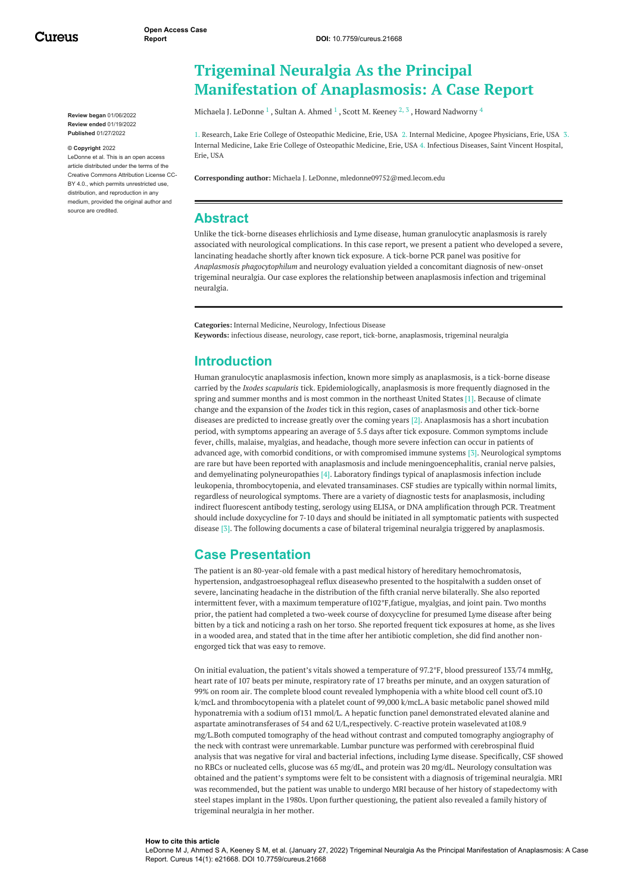# Trigeminal Neuralgia As the Principal Manifestation of Anaplasmosis: A Case Report

Michaela J. LeDonne [1], Sultan A. Ahmed [1], Scott M. Keeney [2, 3], Howard Nadworny [4]

1. Research, Lake Erie College of Osteopathic Medicine, Erie, USA 2. Internal Medicine, Apogee Physicians, Erie, USA 3. Internal Medicine, Lake Erie College of Osteopathic Medicine, Erie, USA 4. Infectious Diseases, Saint Vincent Hospital, Erie, USA

**Corresponding author:** Michaela J. LeDonne, mledonne09752@med.lecom.edu

**Review began** 01/06/2022
**Review ended** 01/19/2022
**Published** 01/27/2022

**© Copyright** 2022
LeDonne et al. This is an open access article distributed under the terms of the Creative Commons Attribution License CC-BY 4.0., which permits unrestricted use, distribution, and reproduction in any medium, provided the original author and source are credited.

## Abstract

Unlike the tick-borne diseases ehrlichiosis and Lyme disease, human granulocytic anaplasmosis is rarely associated with neurological complications. In this case report, we present a patient who developed a severe, lancinating headache shortly after known tick exposure. A tick-borne PCR panel was positive for *Anaplasmosis phagocytophilum* and neurology evaluation yielded a concomitant diagnosis of new-onset trigeminal neuralgia. Our case explores the relationship between anaplasmosis infection and trigeminal neuralgia.

**Categories:** Internal Medicine, Neurology, Infectious Disease
**Keywords:** infectious disease, neurology, case report, tick-borne, anaplasmosis, trigeminal neuralgia

## Introduction

Human granulocytic anaplasmosis infection, known more simply as anaplasmosis, is a tick-borne disease carried by the *Ixodes scapularis* tick. Epidemiologically, anaplasmosis is more frequently diagnosed in the spring and summer months and is most common in the northeast United States [1]. Because of climate change and the expansion of the *Ixodes* tick in this region, cases of anaplasmosis and other tick-borne diseases are predicted to increase greatly over the coming years [2]. Anaplasmosis has a short incubation period, with symptoms appearing an average of 5.5 days after tick exposure. Common symptoms include fever, chills, malaise, myalgias, and headache, though more severe infection can occur in patients of advanced age, with comorbid conditions, or with compromised immune systems [3]. Neurological symptoms are rare but have been reported with anaplasmosis and include meningoencephalitis, cranial nerve palsies, and demyelinating polyneuropathies [4]. Laboratory findings typical of anaplasmosis infection include leukopenia, thrombocytopenia, and elevated transaminases. CSF studies are typically within normal limits, regardless of neurological symptoms. There are a variety of diagnostic tests for anaplasmosis, including indirect fluorescent antibody testing, serology using ELISA, or DNA amplification through PCR. Treatment should include doxycycline for 7-10 days and should be initiated in all symptomatic patients with suspected disease [3]. The following documents a case of bilateral trigeminal neuralgia triggered by anaplasmosis.

## Case Presentation

The patient is an 80-year-old female with a past medical history of hereditary hemochromatosis, hypertension, andgastroesophageal reflux diseasewho presented to the hospitalwith a sudden onset of severe, lancinating headache in the distribution of the fifth cranial nerve bilaterally. She also reported intermittent fever, with a maximum temperature of102°F,fatigue, myalgias, and joint pain. Two months prior, the patient had completed a two-week course of doxycycline for presumed Lyme disease after being bitten by a tick and noticing a rash on her torso. She reported frequent tick exposures at home, as she lives in a wooded area, and stated that in the time after her antibiotic completion, she did find another non-engorged tick that was easy to remove.

On initial evaluation, the patient's vitals showed a temperature of 97.2°F, blood pressureof 133/74 mmHg, heart rate of 107 beats per minute, respiratory rate of 17 breaths per minute, and an oxygen saturation of 99% on room air. The complete blood count revealed lymphopenia with a white blood cell count of3.10 k/mcL and thrombocytopenia with a platelet count of 99,000 k/mcL.A basic metabolic panel showed mild hyponatremia with a sodium of131 mmol/L. A hepatic function panel demonstrated elevated alanine and aspartate aminotransferases of 54 and 62 U/L,respectively. C-reactive protein waselevated at108.9 mg/L.Both computed tomography of the head without contrast and computed tomography angiography of the neck with contrast were unremarkable. Lumbar puncture was performed with cerebrospinal fluid analysis that was negative for viral and bacterial infections, including Lyme disease. Specifically, CSF showed no RBCs or nucleated cells, glucose was 65 mg/dL, and protein was 20 mg/dL. Neurology consultation was obtained and the patient's symptoms were felt to be consistent with a diagnosis of trigeminal neuralgia. MRI was recommended, but the patient was unable to undergo MRI because of her history of stapedectomy with steel stapes implant in the 1980s. Upon further questioning, the patient also revealed a family history of trigeminal neuralgia in her mother.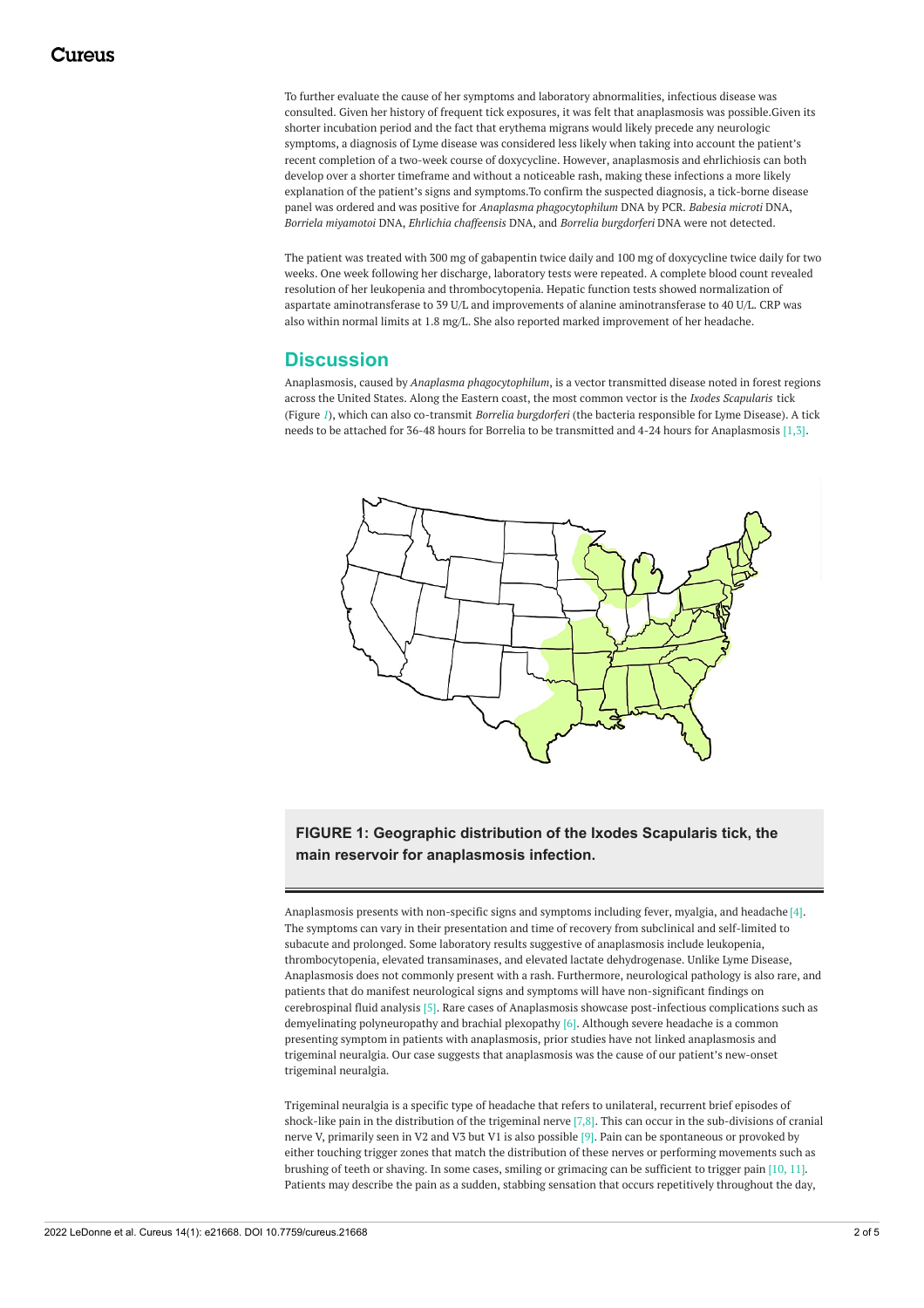To further evaluate the cause of her symptoms and laboratory abnormalities, infectious disease was consulted. Given her history of frequent tick exposures, it was felt that anaplasmosis was possible.Given its shorter incubation period and the fact that erythema migrans would likely precede any neurologic symptoms, a diagnosis of Lyme disease was considered less likely when taking into account the patient's recent completion of a two-week course of doxycycline. However, anaplasmosis and ehrlichiosis can both develop over a shorter timeframe and without a noticeable rash, making these infections a more likely explanation of the patient's signs and symptoms.To confirm the suspected diagnosis, a tick-borne disease panel was ordered and was positive for *Anaplasma phagocytophilum* DNA by PCR. *Babesia microti* DNA, *Borriela miyamotoi* DNA, *Ehrlichia chaffeensis* DNA, and *Borrelia burgdorferi* DNA were not detected.

The patient was treated with 300 mg of gabapentin twice daily and 100 mg of doxycycline twice daily for two weeks. One week following her discharge, laboratory tests were repeated. A complete blood count revealed resolution of her leukopenia and thrombocytopenia. Hepatic function tests showed normalization of aspartate aminotransferase to 39 U/L and improvements of alanine aminotransferase to 40 U/L. CRP was also within normal limits at 1.8 mg/L. She also reported marked improvement of her headache.

## Discussion

Anaplasmosis, caused by *Anaplasma phagocytophilum*, is a vector transmitted disease noted in forest regions across the United States. Along the Eastern coast, the most common vector is the *Ixodes Scapularis* tick (Figure 1), which can also co-transmit *Borrelia burgdorferi* (the bacteria responsible for Lyme Disease). A tick needs to be attached for 36-48 hours for Borrelia to be transmitted and 4-24 hours for Anaplasmosis [1,3].

**FIGURE 1: Geographic distribution of the Ixodes Scapularis tick, the main reservoir for anaplasmosis infection.**

Anaplasmosis presents with non-specific signs and symptoms including fever, myalgia, and headache [4]. The symptoms can vary in their presentation and time of recovery from subclinical and self-limited to subacute and prolonged. Some laboratory results suggestive of anaplasmosis include leukopenia, thrombocytopenia, elevated transaminases, and elevated lactate dehydrogenase. Unlike Lyme Disease, Anaplasmosis does not commonly present with a rash. Furthermore, neurological pathology is also rare, and patients that do manifest neurological signs and symptoms will have non-significant findings on cerebrospinal fluid analysis [5]. Rare cases of Anaplasmosis showcase post-infectious complications such as demyelinating polyneuropathy and brachial plexopathy [6]. Although severe headache is a common presenting symptom in patients with anaplasmosis, prior studies have not linked anaplasmosis and trigeminal neuralgia. Our case suggests that anaplasmosis was the cause of our patient's new-onset trigeminal neuralgia.

Trigeminal neuralgia is a specific type of headache that refers to unilateral, recurrent brief episodes of shock-like pain in the distribution of the trigeminal nerve [7,8]. This can occur in the sub-divisions of cranial nerve V, primarily seen in V2 and V3 but V1 is also possible [9]. Pain can be spontaneous or provoked by either touching trigger zones that match the distribution of these nerves or performing movements such as brushing of teeth or shaving. In some cases, smiling or grimacing can be sufficient to trigger pain [10, 11]. Patients may describe the pain as a sudden, stabbing sensation that occurs repetitively throughout the day,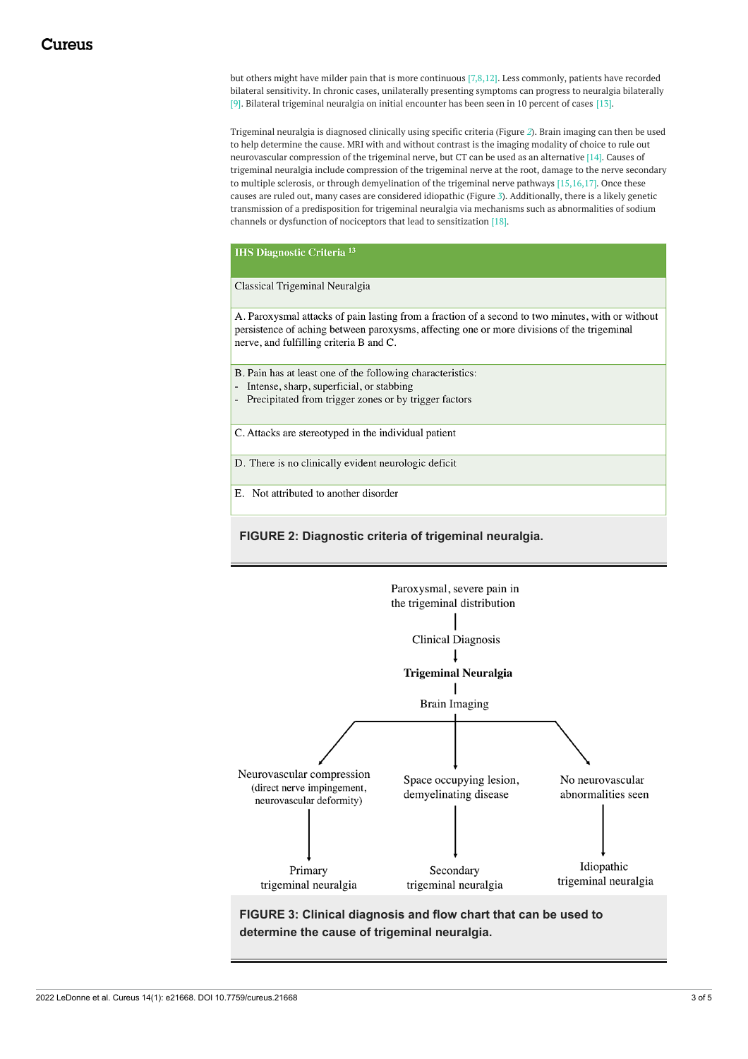but others might have milder pain that is more continuous [7,8,12]. Less commonly, patients have recorded bilateral sensitivity. In chronic cases, unilaterally presenting symptoms can progress to neuralgia bilaterally [9]. Bilateral trigeminal neuralgia on initial encounter has been seen in 10 percent of cases [13].

Trigeminal neuralgia is diagnosed clinically using specific criteria (Figure 2). Brain imaging can then be used to help determine the cause. MRI with and without contrast is the imaging modality of choice to rule out neurovascular compression of the trigeminal nerve, but CT can be used as an alternative [14]. Causes of trigeminal neuralgia include compression of the trigeminal nerve at the root, damage to the nerve secondary to multiple sclerosis, or through demyelination of the trigeminal nerve pathways [15,16,17]. Once these causes are ruled out, many cases are considered idiopathic (Figure 3). Additionally, there is a likely genetic transmission of a predisposition for trigeminal neuralgia via mechanisms such as abnormalities of sodium channels or dysfunction of nociceptors that lead to sensitization [18].

| IHS Diagnostic Criteria [13] |
| --- |
| Classical Trigeminal Neuralgia |
| A. Paroxysmal attacks of pain lasting from a fraction of a second to two minutes, with or without persistence of aching between paroxysms, affecting one or more divisions of the trigeminal nerve, and fulfilling criteria B and C. |
| B. Pain has at least one of the following characteristics: - Intense, sharp, superficial, or stabbing - Precipitated from trigger zones or by trigger factors |
| C. Attacks are stereotyped in the individual patient |
| D. There is no clinically evident neurologic deficit |
| E. Not attributed to another disorder |

**FIGURE 2: Diagnostic criteria of trigeminal neuralgia.**

Paroxysmal, severe pain in the trigeminal distribution

Clinical Diagnosis

**Trigeminal Neuralgia**

Brain Imaging

- Neurovascular compression (direct nerve impingement, neurovascular deformity) → Primary trigeminal neuralgia
- Space occupying lesion, demyelinating disease → Secondary trigeminal neuralgia
- No neurovascular abnormalities seen → Idiopathic trigeminal neuralgia

**FIGURE 3: Clinical diagnosis and flow chart that can be used to determine the cause of trigeminal neuralgia.**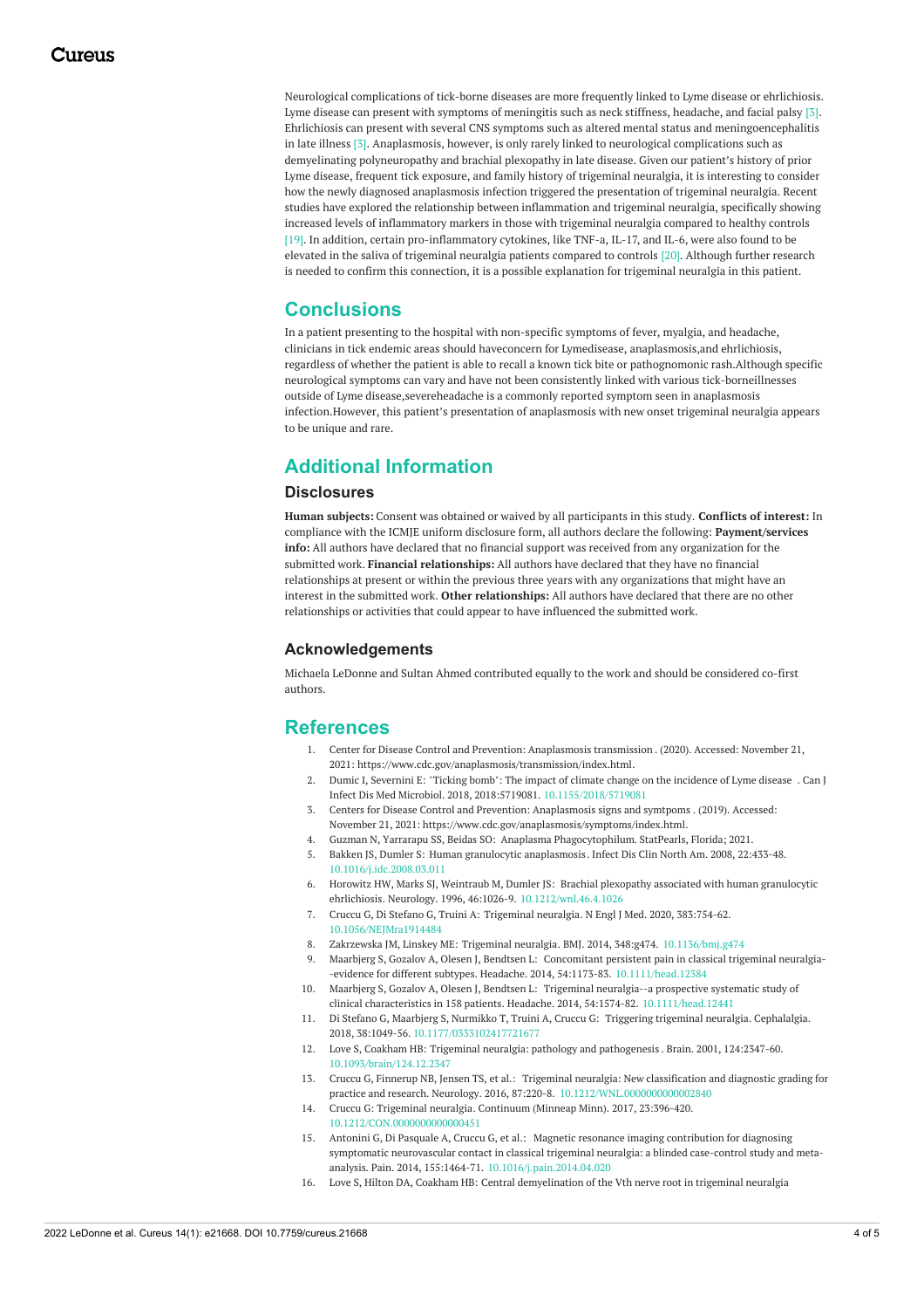Neurological complications of tick-borne diseases are more frequently linked to Lyme disease or ehrlichiosis. Lyme disease can present with symptoms of meningitis such as neck stiffness, headache, and facial palsy [3]. Ehrlichiosis can present with several CNS symptoms such as altered mental status and meningoencephalitis in late illness [3]. Anaplasmosis, however, is only rarely linked to neurological complications such as demyelinating polyneuropathy and brachial plexopathy in late disease. Given our patient's history of prior Lyme disease, frequent tick exposure, and family history of trigeminal neuralgia, it is interesting to consider how the newly diagnosed anaplasmosis infection triggered the presentation of trigeminal neuralgia. Recent studies have explored the relationship between inflammation and trigeminal neuralgia, specifically showing increased levels of inflammatory markers in those with trigeminal neuralgia compared to healthy controls [19]. In addition, certain pro-inflammatory cytokines, like TNF-a, IL-17, and IL-6, were also found to be elevated in the saliva of trigeminal neuralgia patients compared to controls [20]. Although further research is needed to confirm this connection, it is a possible explanation for trigeminal neuralgia in this patient.

## Conclusions

In a patient presenting to the hospital with non-specific symptoms of fever, myalgia, and headache, clinicians in tick endemic areas should haveconcern for Lymedisease, anaplasmosis,and ehrlichiosis, regardless of whether the patient is able to recall a known tick bite or pathognomonic rash.Although specific neurological symptoms can vary and have not been consistently linked with various tick-borneillnesses outside of Lyme disease,severeheadache is a commonly reported symptom seen in anaplasmosis infection.However, this patient's presentation of anaplasmosis with new onset trigeminal neuralgia appears to be unique and rare.

## Additional Information

### Disclosures

**Human subjects:** Consent was obtained or waived by all participants in this study. **Conflicts of interest:** In compliance with the ICMJE uniform disclosure form, all authors declare the following: **Payment/services info:** All authors have declared that no financial support was received from any organization for the submitted work. **Financial relationships:** All authors have declared that they have no financial relationships at present or within the previous three years with any organizations that might have an interest in the submitted work. **Other relationships:** All authors have declared that there are no other relationships or activities that could appear to have influenced the submitted work.

### Acknowledgements

Michaela LeDonne and Sultan Ahmed contributed equally to the work and should be considered co-first authors.

## References

1. Center for Disease Control and Prevention: Anaplasmosis transmission . (2020). Accessed: November 21, 2021: https://www.cdc.gov/anaplasmosis/transmission/index.html.
2. Dumic I, Severnini E: "Ticking bomb": The impact of climate change on the incidence of Lyme disease . Can J Infect Dis Med Microbiol. 2018, 2018:5719081. 10.1155/2018/5719081
3. Centers for Disease Control and Prevention: Anaplasmosis signs and symtpoms . (2019). Accessed: November 21, 2021: https://www.cdc.gov/anaplasmosis/symptoms/index.html.
4. Guzman N, Yarrarapu SS, Beidas SO: Anaplasma Phagocytophilum. StatPearls, Florida; 2021.
5. Bakken JS, Dumler S: Human granulocytic anaplasmosis. Infect Dis Clin North Am. 2008, 22:433-48. 10.1016/j.idc.2008.03.011
6. Horowitz HW, Marks SJ, Weintraub M, Dumler JS: Brachial plexopathy associated with human granulocytic ehrlichiosis. Neurology. 1996, 46:1026-9. 10.1212/wnl.46.4.1026
7. Cruccu G, Di Stefano G, Truini A: Trigeminal neuralgia. N Engl J Med. 2020, 383:754-62. 10.1056/NEJMra1914484
8. Zakrzewska JM, Linskey ME: Trigeminal neuralgia. BMJ. 2014, 348:g474. 10.1136/bmj.g474
9. Maarbjerg S, Gozalov A, Olesen J, Bendtsen L: Concomitant persistent pain in classical trigeminal neuralgia--evidence for different subtypes. Headache. 2014, 54:1173-83. 10.1111/head.12384
10. Maarbjerg S, Gozalov A, Olesen J, Bendtsen L: Trigeminal neuralgia--a prospective systematic study of clinical characteristics in 158 patients. Headache. 2014, 54:1574-82. 10.1111/head.12441
11. Di Stefano G, Maarbjerg S, Nurmikko T, Truini A, Cruccu G: Triggering trigeminal neuralgia. Cephalalgia. 2018, 38:1049-56. 10.1177/0333102417721677
12. Love S, Coakham HB: Trigeminal neuralgia: pathology and pathogenesis . Brain. 2001, 124:2347-60. 10.1093/brain/124.12.2347
13. Cruccu G, Finnerup NB, Jensen TS, et al.: Trigeminal neuralgia: New classification and diagnostic grading for practice and research. Neurology. 2016, 87:220-8. 10.1212/WNL.0000000000002840
14. Cruccu G: Trigeminal neuralgia. Continuum (Minneap Minn). 2017, 23:396-420. 10.1212/CON.0000000000000451
15. Antonini G, Di Pasquale A, Cruccu G, et al.: Magnetic resonance imaging contribution for diagnosing symptomatic neurovascular contact in classical trigeminal neuralgia: a blinded case-control study and meta-analysis. Pain. 2014, 155:1464-71. 10.1016/j.pain.2014.04.020
16. Love S, Hilton DA, Coakham HB: Central demyelination of the Vth nerve root in trigeminal neuralgia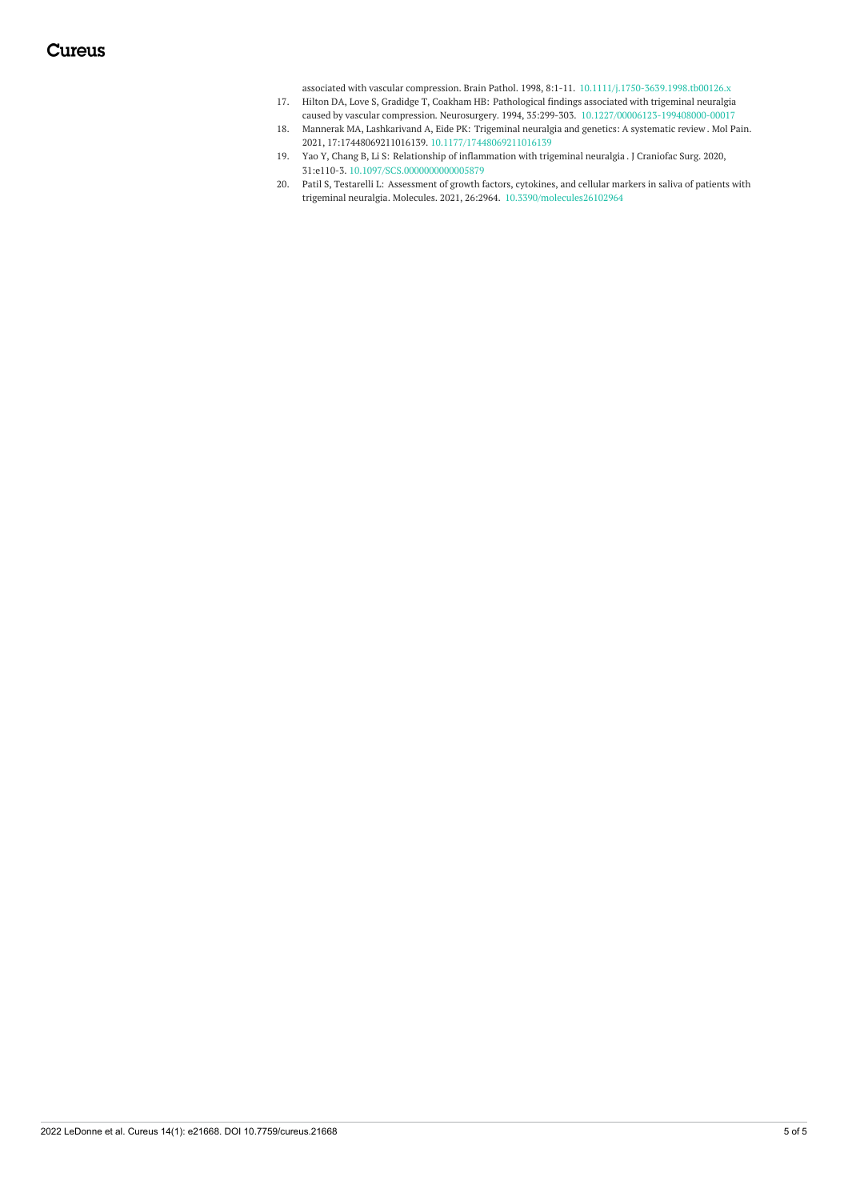associated with vascular compression. Brain Pathol. 1998, 8:1-11. 10.1111/j.1750-3639.1998.tb00126.x

17. Hilton DA, Love S, Gradidge T, Coakham HB: Pathological findings associated with trigeminal neuralgia caused by vascular compression. Neurosurgery. 1994, 35:299-303. 10.1227/00006123-199408000-00017
18. Mannerak MA, Lashkarivand A, Eide PK: Trigeminal neuralgia and genetics: A systematic review . Mol Pain. 2021, 17:17448069211016139. 10.1177/17448069211016139
19. Yao Y, Chang B, Li S: Relationship of inflammation with trigeminal neuralgia . J Craniofac Surg. 2020, 31:e110-3. 10.1097/SCS.0000000000005879
20. Patil S, Testarelli L: Assessment of growth factors, cytokines, and cellular markers in saliva of patients with trigeminal neuralgia. Molecules. 2021, 26:2964. 10.3390/molecules26102964